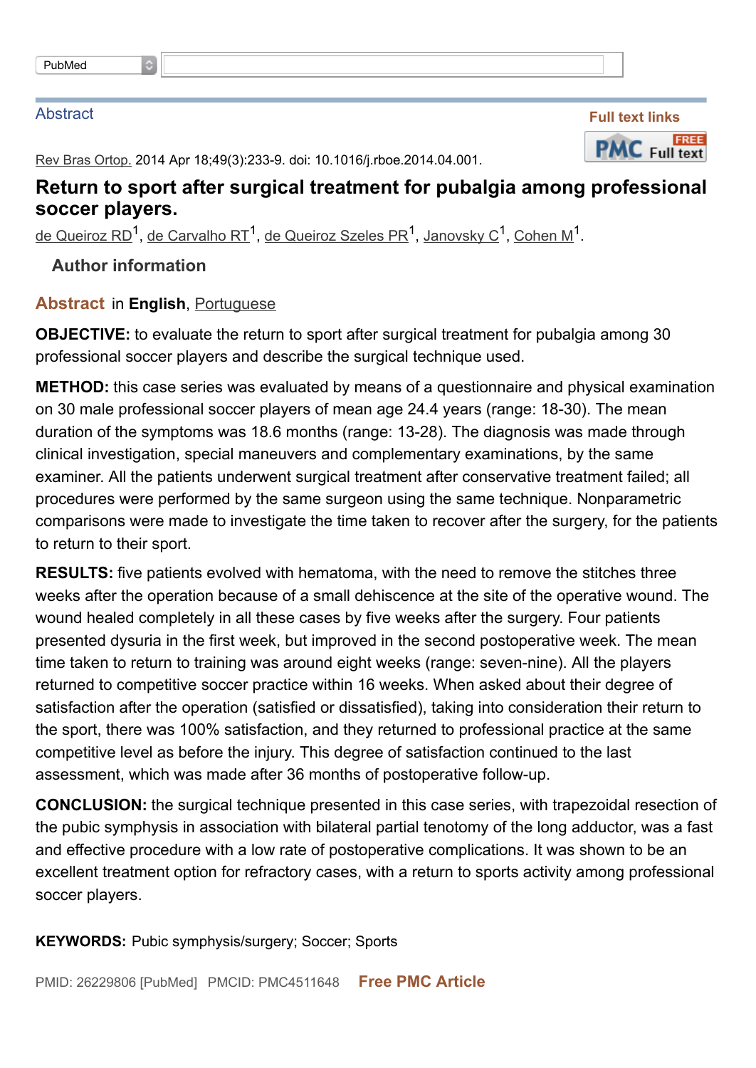PubMed

Abstract

Full text links

Rev Bras Ortop. 2014 Apr 18;49(3):233-9. doi: 10.1016/j.rboe.2014.04.001.

# Return to sport after surgical treatment for pubalgia among professional soccer players.

de Queiroz RD[1], de Carvalho RT[1], de Queiroz Szeles PR[1], Janovsky C[1], Cohen M[1].

Author information

## Abstract in English, Portuguese

**OBJECTIVE:** to evaluate the return to sport after surgical treatment for pubalgia among 30 professional soccer players and describe the surgical technique used.

**METHOD:** this case series was evaluated by means of a questionnaire and physical examination on 30 male professional soccer players of mean age 24.4 years (range: 18-30). The mean duration of the symptoms was 18.6 months (range: 13-28). The diagnosis was made through clinical investigation, special maneuvers and complementary examinations, by the same examiner. All the patients underwent surgical treatment after conservative treatment failed; all procedures were performed by the same surgeon using the same technique. Nonparametric comparisons were made to investigate the time taken to recover after the surgery, for the patients to return to their sport.

**RESULTS:** five patients evolved with hematoma, with the need to remove the stitches three weeks after the operation because of a small dehiscence at the site of the operative wound. The wound healed completely in all these cases by five weeks after the surgery. Four patients presented dysuria in the first week, but improved in the second postoperative week. The mean time taken to return to training was around eight weeks (range: seven-nine). All the players returned to competitive soccer practice within 16 weeks. When asked about their degree of satisfaction after the operation (satisfied or dissatisfied), taking into consideration their return to the sport, there was 100% satisfaction, and they returned to professional practice at the same competitive level as before the injury. This degree of satisfaction continued to the last assessment, which was made after 36 months of postoperative follow-up.

**CONCLUSION:** the surgical technique presented in this case series, with trapezoidal resection of the pubic symphysis in association with bilateral partial tenotomy of the long adductor, was a fast and effective procedure with a low rate of postoperative complications. It was shown to be an excellent treatment option for refractory cases, with a return to sports activity among professional soccer players.

**KEYWORDS:** Pubic symphysis/surgery; Soccer; Sports

PMID: 26229806 [PubMed] PMCID: PMC4511648 **Free PMC Article**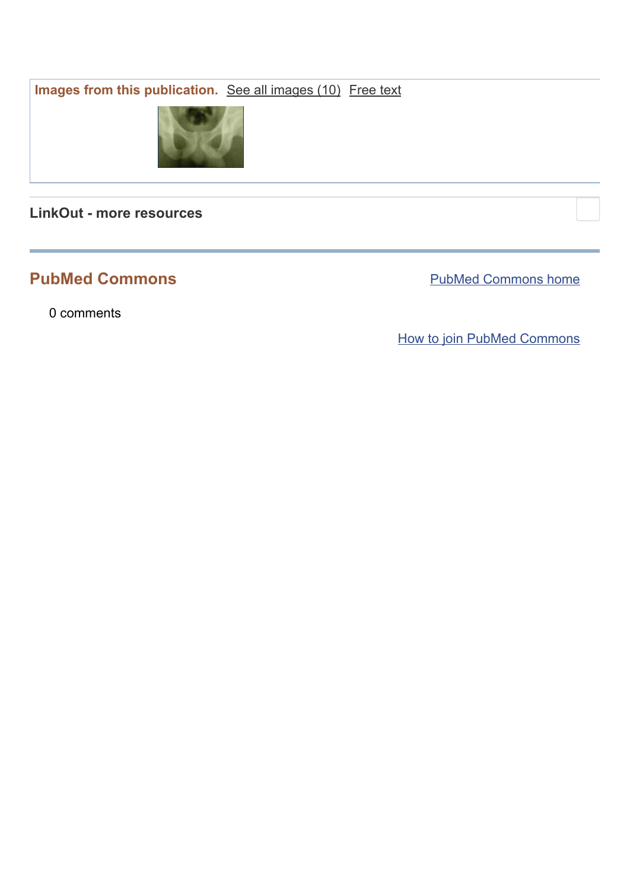**Images from this publication.** See all images (10) Free text

## LinkOut - more resources

## PubMed Commons

PubMed Commons home

0 comments

How to join PubMed Commons